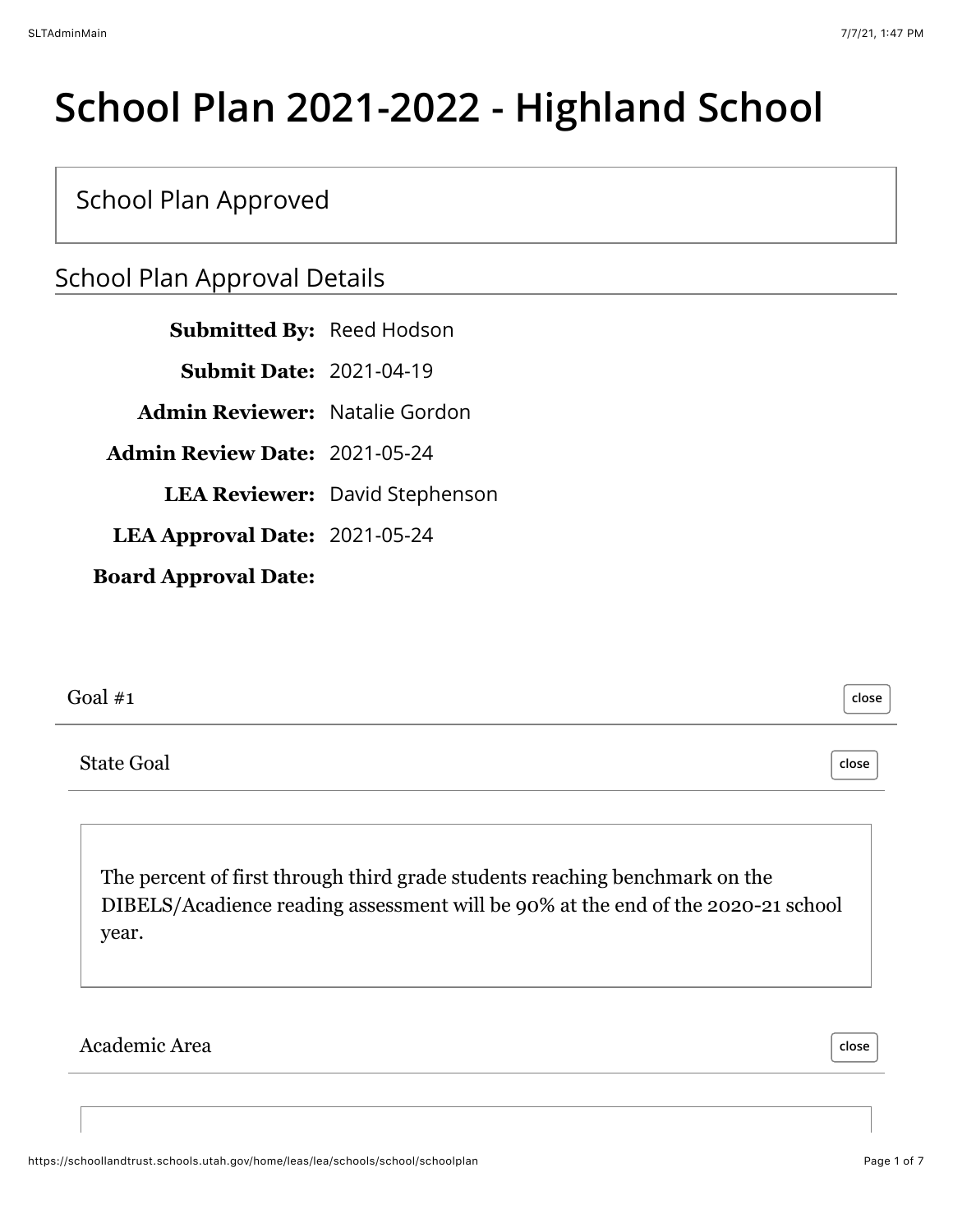# School Plan 2021-2022 - Highland School

School Plan Approved

## School Plan Approval Details

**Submitted By:** Reed Hodson

**Submit Date:** 2021-04-19

**Admin Reviewer:** Natalie Gordon

**Admin Review Date:** 2021-05-24

**LEA Reviewer:** David Stephenson

**LEA Approval Date:** 2021-05-24

**Board Approval Date:**

### Goal #1

#### State Goal

The percent of first through third grade students reaching benchmark on the DIBELS/Acadience reading assessment will be 90% at the end of the 2020-21 school year.

#### Academic Area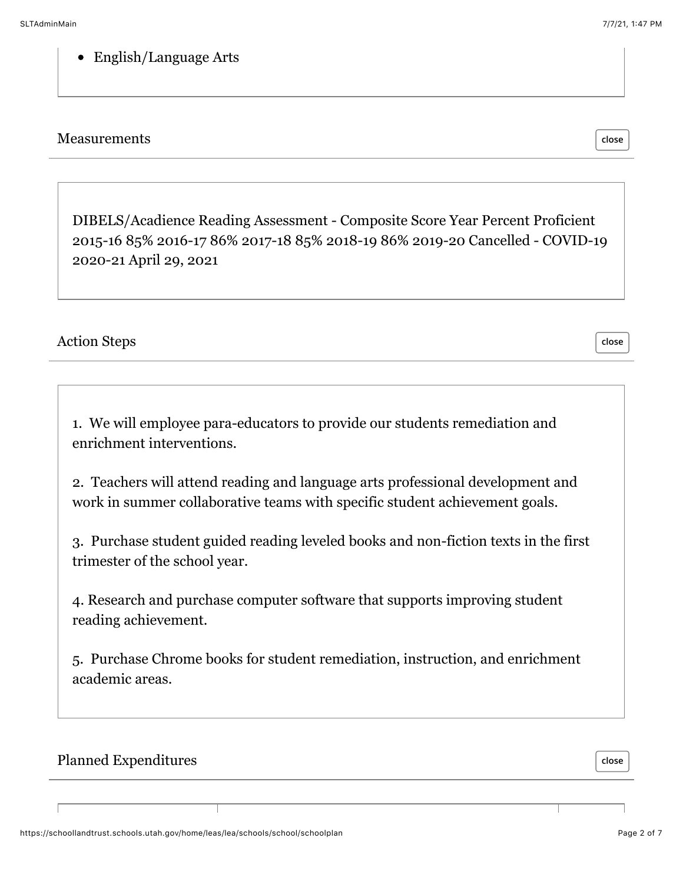- English/Language Arts

## Measurements

DIBELS/Acadience Reading Assessment - Composite Score Year Percent Proficient 2015-16 85% 2016-17 86% 2017-18 85% 2018-19 86% 2019-20 Cancelled - COVID-19 2020-21 April 29, 2021

## Action Steps

1. We will employee para-educators to provide our students remediation and enrichment interventions.

2. Teachers will attend reading and language arts professional development and work in summer collaborative teams with specific student achievement goals.

3. Purchase student guided reading leveled books and non-fiction texts in the first trimester of the school year.

4. Research and purchase computer software that supports improving student reading achievement.

5. Purchase Chrome books for student remediation, instruction, and enrichment academic areas.

## Planned Expenditures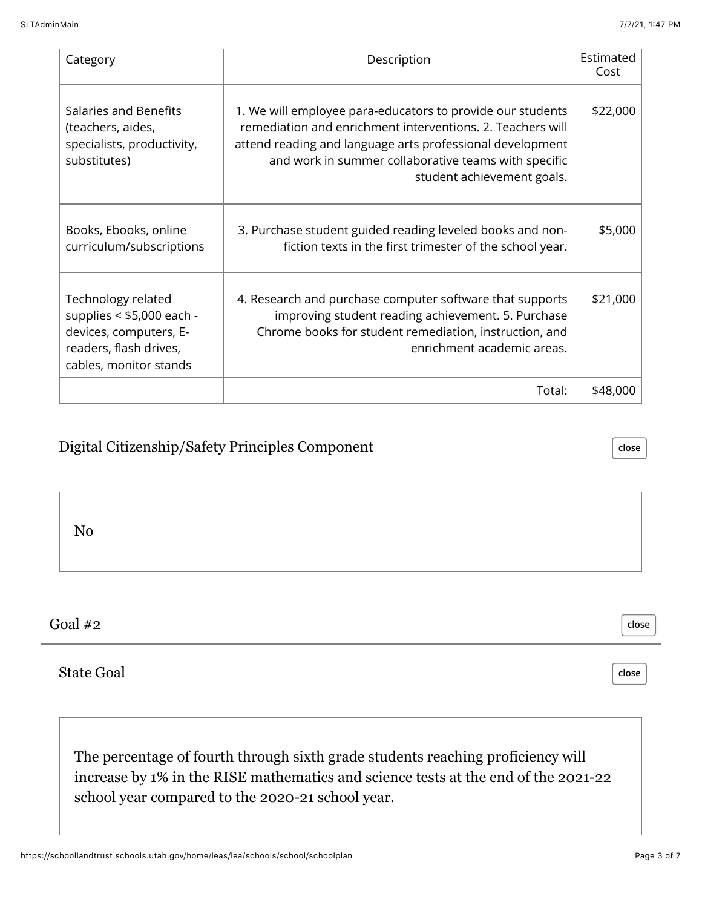| Category | Description | Estimated Cost |
|---|---|---|
| Salaries and Benefits (teachers, aides, specialists, productivity, substitutes) | 1. We will employee para-educators to provide our students remediation and enrichment interventions. 2. Teachers will attend reading and language arts professional development and work in summer collaborative teams with specific student achievement goals. | $22,000 |
| Books, Ebooks, online curriculum/subscriptions | 3. Purchase student guided reading leveled books and non-fiction texts in the first trimester of the school year. | $5,000 |
| Technology related supplies < $5,000 each - devices, computers, E-readers, flash drives, cables, monitor stands | 4. Research and purchase computer software that supports improving student reading achievement. 5. Purchase Chrome books for student remediation, instruction, and enrichment academic areas. | $21,000 |
| | Total: | $48,000 |

### Digital Citizenship/Safety Principles Component

No

## Goal #2

### State Goal

The percentage of fourth through sixth grade students reaching proficiency will increase by 1% in the RISE mathematics and science tests at the end of the 2021-22 school year compared to the 2020-21 school year.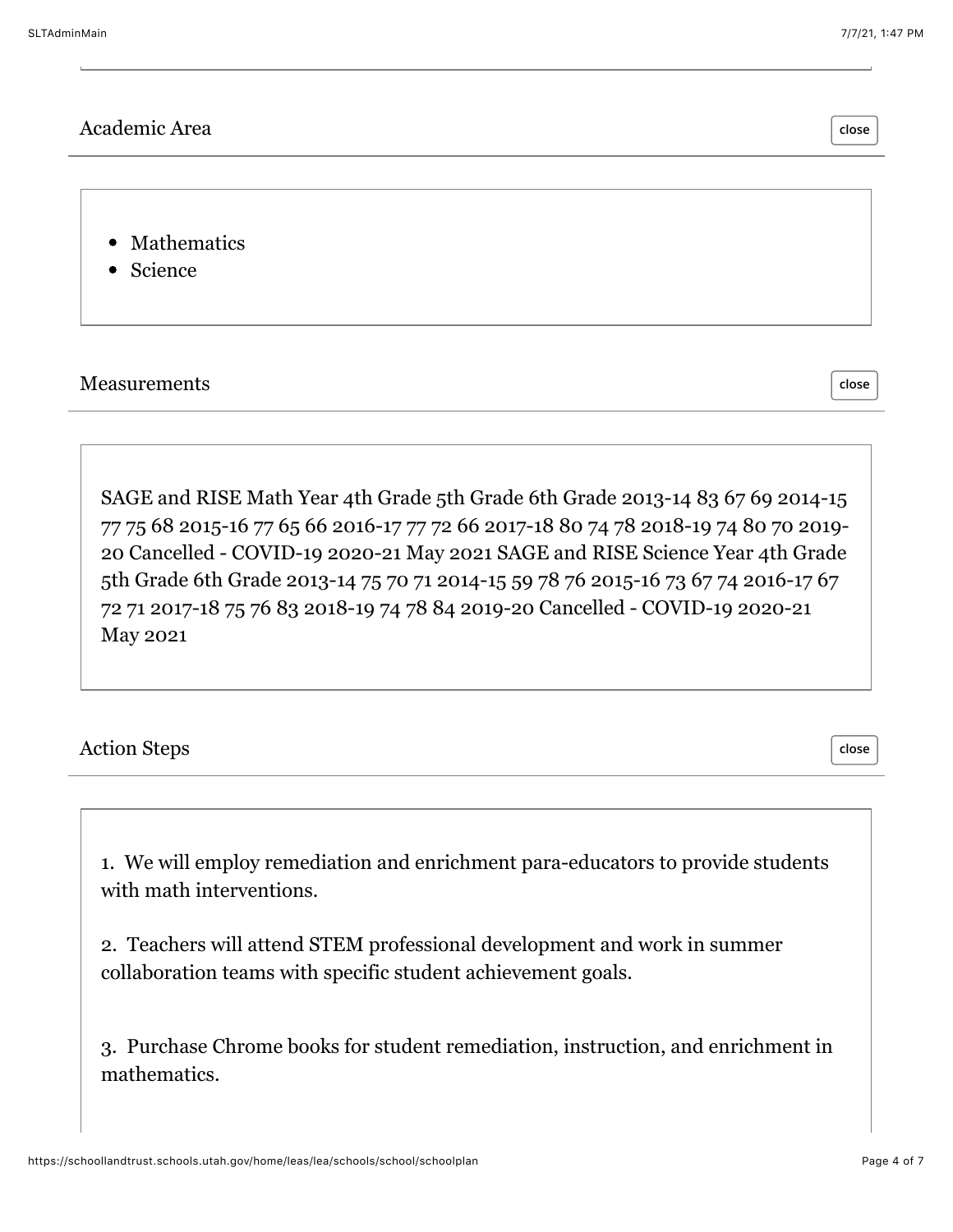## Academic Area

- Mathematics
- Science

## Measurements

SAGE and RISE Math Year 4th Grade 5th Grade 6th Grade 2013-14 83 67 69 2014-15 77 75 68 2015-16 77 65 66 2016-17 77 72 66 2017-18 80 74 78 2018-19 74 80 70 2019-20 Cancelled - COVID-19 2020-21 May 2021 SAGE and RISE Science Year 4th Grade 5th Grade 6th Grade 2013-14 75 70 71 2014-15 59 78 76 2015-16 73 67 74 2016-17 67 72 71 2017-18 75 76 83 2018-19 74 78 84 2019-20 Cancelled - COVID-19 2020-21 May 2021

## Action Steps

1. We will employ remediation and enrichment para-educators to provide students with math interventions.

2. Teachers will attend STEM professional development and work in summer collaboration teams with specific student achievement goals.

3. Purchase Chrome books for student remediation, instruction, and enrichment in mathematics.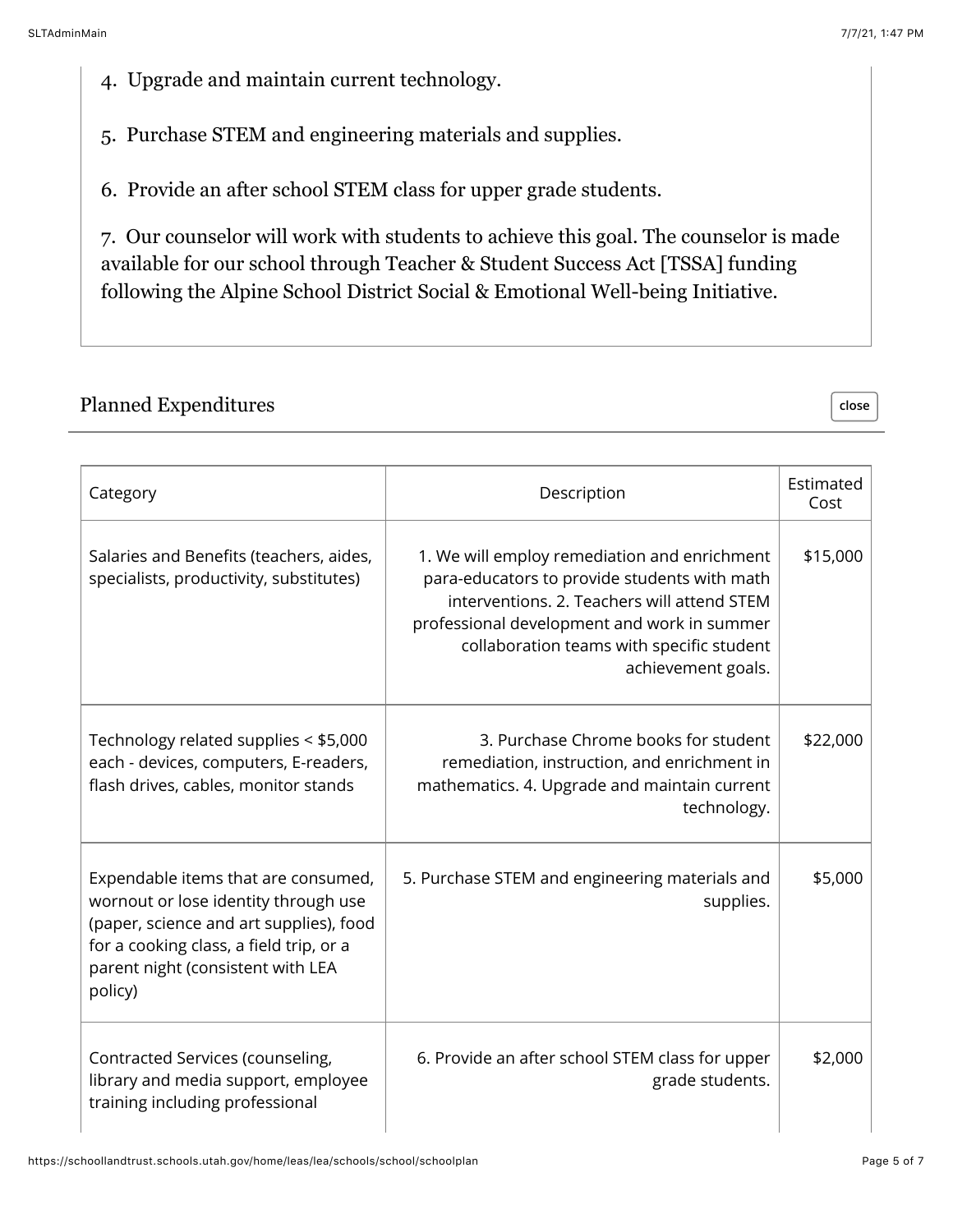4. Upgrade and maintain current technology.

5. Purchase STEM and engineering materials and supplies.

6. Provide an after school STEM class for upper grade students.

7. Our counselor will work with students to achieve this goal. The counselor is made available for our school through Teacher & Student Success Act [TSSA] funding following the Alpine School District Social & Emotional Well-being Initiative.

## Planned Expenditures

| Category | Description | Estimated Cost |
|---|---|---|
| Salaries and Benefits (teachers, aides, specialists, productivity, substitutes) | 1. We will employ remediation and enrichment para-educators to provide students with math interventions. 2. Teachers will attend STEM professional development and work in summer collaboration teams with specific student achievement goals. | $15,000 |
| Technology related supplies < $5,000 each - devices, computers, E-readers, flash drives, cables, monitor stands | 3. Purchase Chrome books for student remediation, instruction, and enrichment in mathematics. 4. Upgrade and maintain current technology. | $22,000 |
| Expendable items that are consumed, wornout or lose identity through use (paper, science and art supplies), food for a cooking class, a field trip, or a parent night (consistent with LEA policy) | 5. Purchase STEM and engineering materials and supplies. | $5,000 |
| Contracted Services (counseling, library and media support, employee training including professional | 6. Provide an after school STEM class for upper grade students. | $2,000 |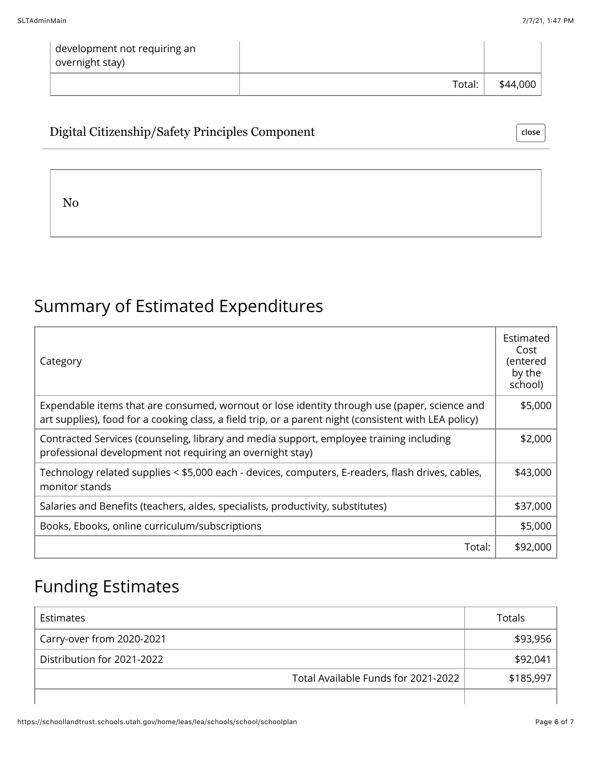| development not requiring an overnight stay) | | |
|---|---|---|
| | Total: | $44,000 |

### Digital Citizenship/Safety Principles Component

No

## Summary of Estimated Expenditures

| Category | Estimated Cost (entered by the school) |
|---|---|
| Expendable items that are consumed, wornout or lose identity through use (paper, science and art supplies), food for a cooking class, a field trip, or a parent night (consistent with LEA policy) | $5,000 |
| Contracted Services (counseling, library and media support, employee training including professional development not requiring an overnight stay) | $2,000 |
| Technology related supplies < $5,000 each - devices, computers, E-readers, flash drives, cables, monitor stands | $43,000 |
| Salaries and Benefits (teachers, aides, specialists, productivity, substitutes) | $37,000 |
| Books, Ebooks, online curriculum/subscriptions | $5,000 |
| Total: | $92,000 |

## Funding Estimates

| Estimates | Totals |
|---|---|
| Carry-over from 2020-2021 | $93,956 |
| Distribution for 2021-2022 | $92,041 |
| Total Available Funds for 2021-2022 | $185,997 |
| | |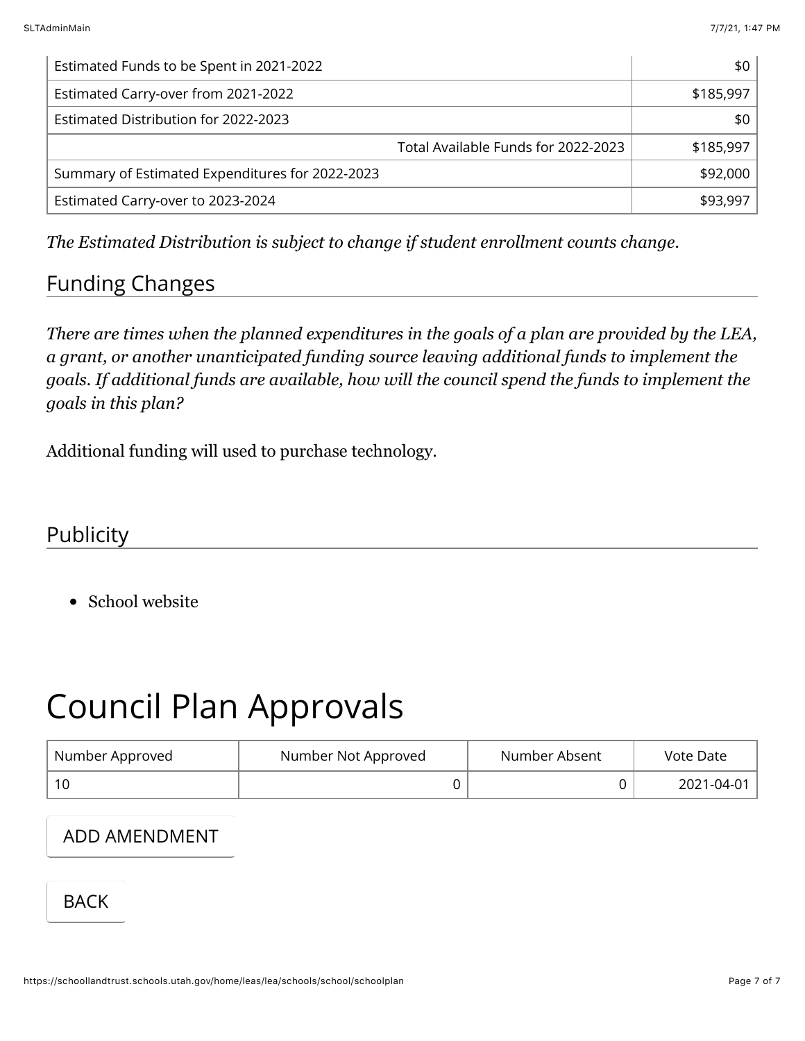| | |
|---|---|
| Estimated Funds to be Spent in 2021-2022 | $0 |
| Estimated Carry-over from 2021-2022 | $185,997 |
| Estimated Distribution for 2022-2023 | $0 |
| Total Available Funds for 2022-2023 | $185,997 |
| Summary of Estimated Expenditures for 2022-2023 | $92,000 |
| Estimated Carry-over to 2023-2024 | $93,997 |

*The Estimated Distribution is subject to change if student enrollment counts change.*

## Funding Changes

*There are times when the planned expenditures in the goals of a plan are provided by the LEA, a grant, or another unanticipated funding source leaving additional funds to implement the goals. If additional funds are available, how will the council spend the funds to implement the goals in this plan?*

Additional funding will used to purchase technology.

## Publicity

- School website

# Council Plan Approvals

| Number Approved | Number Not Approved | Number Absent | Vote Date |
|---|---|---|---|
| 10 | 0 | 0 | 2021-04-01 |

ADD AMENDMENT

BACK